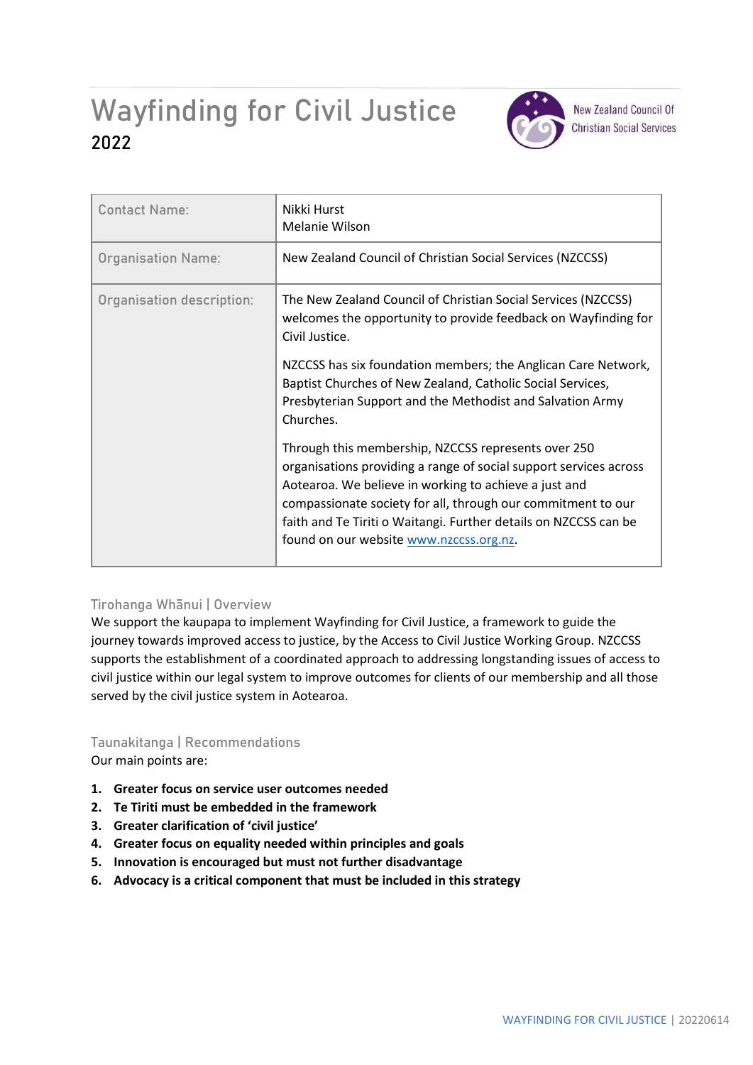# Wayfinding for Civil Justice
## 2022

New Zealand Council Of Christian Social Services

| Contact Name: | Nikki Hurst<br>Melanie Wilson |
|---|---|
| Organisation Name: | New Zealand Council of Christian Social Services (NZCCSS) |
| Organisation description: | The New Zealand Council of Christian Social Services (NZCCSS) welcomes the opportunity to provide feedback on Wayfinding for Civil Justice.<br><br>NZCCSS has six foundation members; the Anglican Care Network, Baptist Churches of New Zealand, Catholic Social Services, Presbyterian Support and the Methodist and Salvation Army Churches.<br><br>Through this membership, NZCCSS represents over 250 organisations providing a range of social support services across Aotearoa. We believe in working to achieve a just and compassionate society for all, through our commitment to our faith and Te Tiriti o Waitangi. Further details on NZCCSS can be found on our website www.nzccss.org.nz. |

### Tirohanga Whānui | Overview

We support the kaupapa to implement Wayfinding for Civil Justice, a framework to guide the journey towards improved access to justice, by the Access to Civil Justice Working Group. NZCCSS supports the establishment of a coordinated approach to addressing longstanding issues of access to civil justice within our legal system to improve outcomes for clients of our membership and all those served by the civil justice system in Aotearoa.

### Taunakitanga | Recommendations

Our main points are:

1. **Greater focus on service user outcomes needed**
2. **Te Tiriti must be embedded in the framework**
3. **Greater clarification of 'civil justice'**
4. **Greater focus on equality needed within principles and goals**
5. **Innovation is encouraged but must not further disadvantage**
6. **Advocacy is a critical component that must be included in this strategy**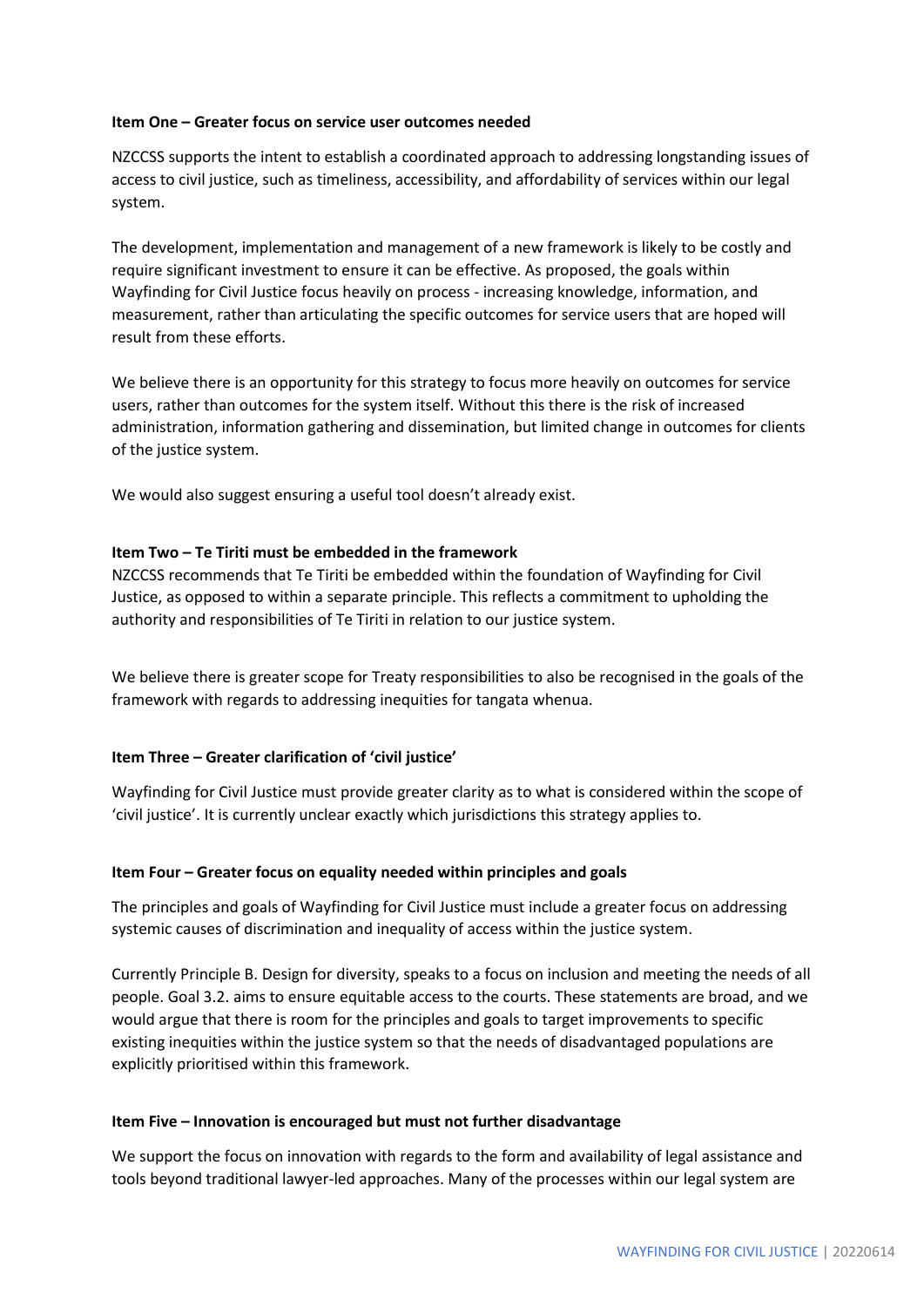**Item One – Greater focus on service user outcomes needed**

NZCCSS supports the intent to establish a coordinated approach to addressing longstanding issues of access to civil justice, such as timeliness, accessibility, and affordability of services within our legal system.

The development, implementation and management of a new framework is likely to be costly and require significant investment to ensure it can be effective. As proposed, the goals within Wayfinding for Civil Justice focus heavily on process - increasing knowledge, information, and measurement, rather than articulating the specific outcomes for service users that are hoped will result from these efforts.

We believe there is an opportunity for this strategy to focus more heavily on outcomes for service users, rather than outcomes for the system itself. Without this there is the risk of increased administration, information gathering and dissemination, but limited change in outcomes for clients of the justice system.

We would also suggest ensuring a useful tool doesn't already exist.

**Item Two – Te Tiriti must be embedded in the framework**

NZCCSS recommends that Te Tiriti be embedded within the foundation of Wayfinding for Civil Justice, as opposed to within a separate principle. This reflects a commitment to upholding the authority and responsibilities of Te Tiriti in relation to our justice system.

We believe there is greater scope for Treaty responsibilities to also be recognised in the goals of the framework with regards to addressing inequities for tangata whenua.

**Item Three – Greater clarification of 'civil justice'**

Wayfinding for Civil Justice must provide greater clarity as to what is considered within the scope of 'civil justice'. It is currently unclear exactly which jurisdictions this strategy applies to.

**Item Four – Greater focus on equality needed within principles and goals**

The principles and goals of Wayfinding for Civil Justice must include a greater focus on addressing systemic causes of discrimination and inequality of access within the justice system.

Currently Principle B. Design for diversity, speaks to a focus on inclusion and meeting the needs of all people. Goal 3.2. aims to ensure equitable access to the courts. These statements are broad, and we would argue that there is room for the principles and goals to target improvements to specific existing inequities within the justice system so that the needs of disadvantaged populations are explicitly prioritised within this framework.

**Item Five – Innovation is encouraged but must not further disadvantage**

We support the focus on innovation with regards to the form and availability of legal assistance and tools beyond traditional lawyer-led approaches. Many of the processes within our legal system are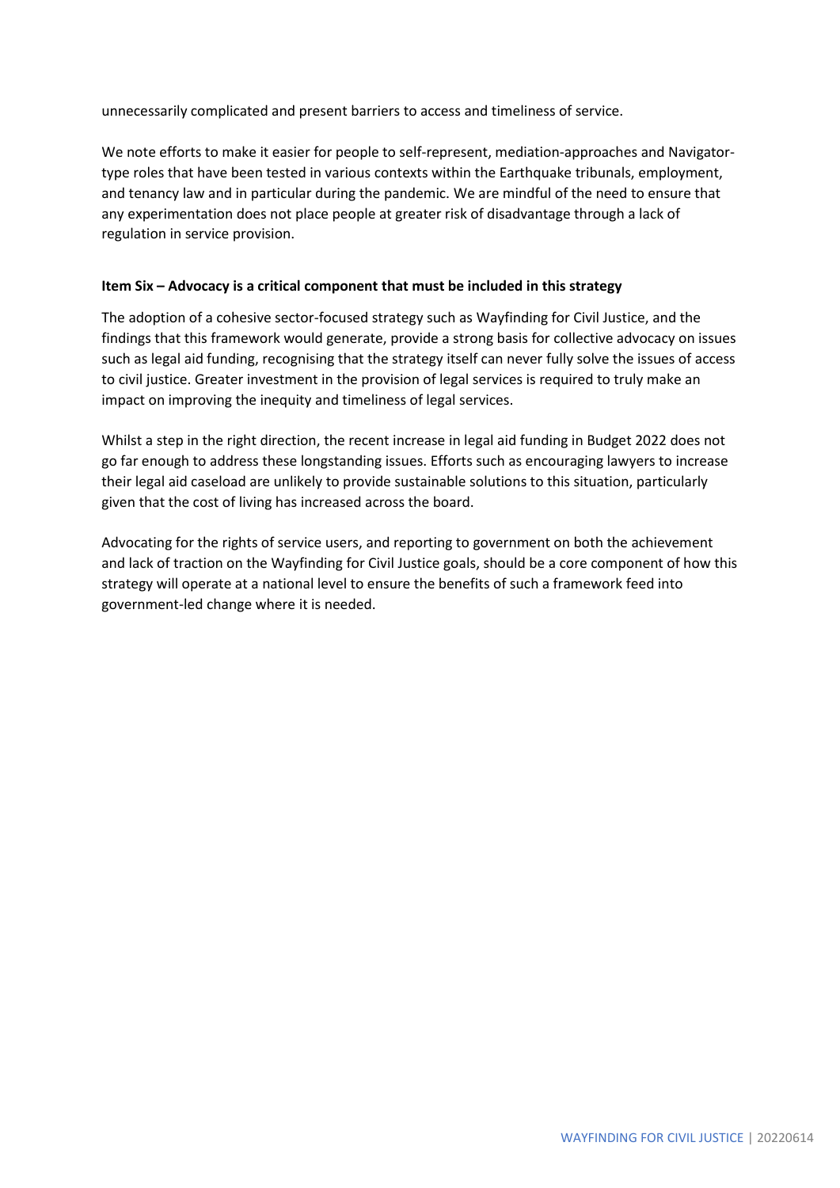unnecessarily complicated and present barriers to access and timeliness of service.

We note efforts to make it easier for people to self-represent, mediation-approaches and Navigator-type roles that have been tested in various contexts within the Earthquake tribunals, employment, and tenancy law and in particular during the pandemic. We are mindful of the need to ensure that any experimentation does not place people at greater risk of disadvantage through a lack of regulation in service provision.

**Item Six – Advocacy is a critical component that must be included in this strategy**

The adoption of a cohesive sector-focused strategy such as Wayfinding for Civil Justice, and the findings that this framework would generate, provide a strong basis for collective advocacy on issues such as legal aid funding, recognising that the strategy itself can never fully solve the issues of access to civil justice. Greater investment in the provision of legal services is required to truly make an impact on improving the inequity and timeliness of legal services.

Whilst a step in the right direction, the recent increase in legal aid funding in Budget 2022 does not go far enough to address these longstanding issues. Efforts such as encouraging lawyers to increase their legal aid caseload are unlikely to provide sustainable solutions to this situation, particularly given that the cost of living has increased across the board.

Advocating for the rights of service users, and reporting to government on both the achievement and lack of traction on the Wayfinding for Civil Justice goals, should be a core component of how this strategy will operate at a national level to ensure the benefits of such a framework feed into government-led change where it is needed.